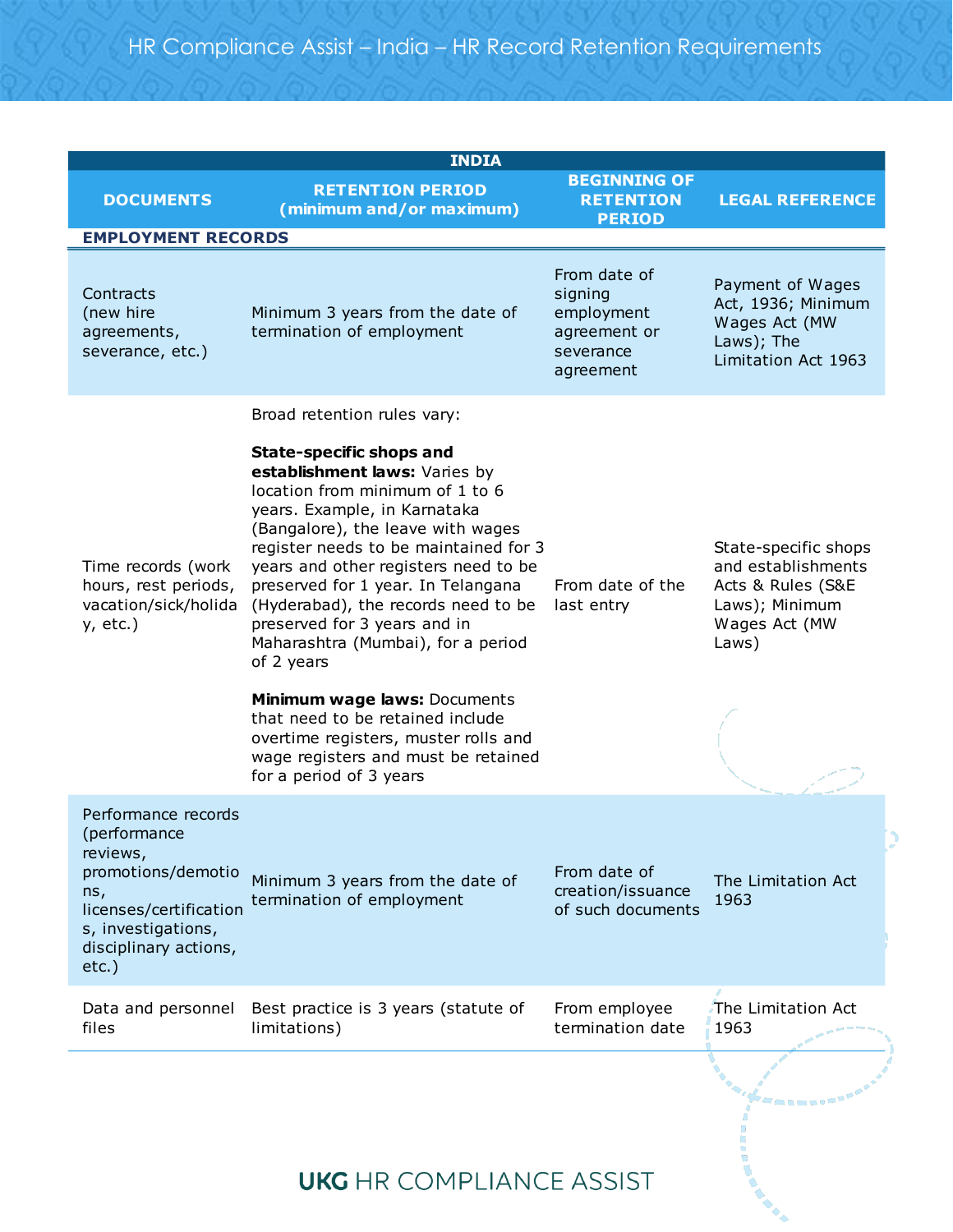# HR Compliance Assist – India – HR Record Retention Requirements

| INDIA | | | |
|---|---|---|---|
| **DOCUMENTS** | **RETENTION PERIOD (minimum and/or maximum)** | **BEGINNING OF RETENTION PERIOD** | **LEGAL REFERENCE** |
| **EMPLOYMENT RECORDS** | | | |
| Contracts (new hire agreements, severance, etc.) | Minimum 3 years from the date of termination of employment | From date of signing employment agreement or severance agreement | Payment of Wages Act, 1936; Minimum Wages Act (MW Laws); The Limitation Act 1963 |
| Time records (work hours, rest periods, vacation/sick/holiday, etc.) | Broad retention rules vary:<br><br>**State-specific shops and establishment laws:** Varies by location from minimum of 1 to 6 years. Example, in Karnataka (Bangalore), the leave with wages register needs to be maintained for 3 years and other registers need to be preserved for 1 year. In Telangana (Hyderabad), the records need to be preserved for 3 years and in Maharashtra (Mumbai), for a period of 2 years<br><br>**Minimum wage laws:** Documents that need to be retained include overtime registers, muster rolls and wage registers and must be retained for a period of 3 years | From date of the last entry | State-specific shops and establishments Acts & Rules (S&E Laws); Minimum Wages Act (MW Laws) |
| Performance records (performance reviews, promotions/demotions, licenses/certifications, investigations, disciplinary actions, etc.) | Minimum 3 years from the date of termination of employment | From date of creation/issuance of such documents | The Limitation Act 1963 |
| Data and personnel files | Best practice is 3 years (statute of limitations) | From employee termination date | The Limitation Act 1963 |

UKG HR COMPLIANCE ASSIST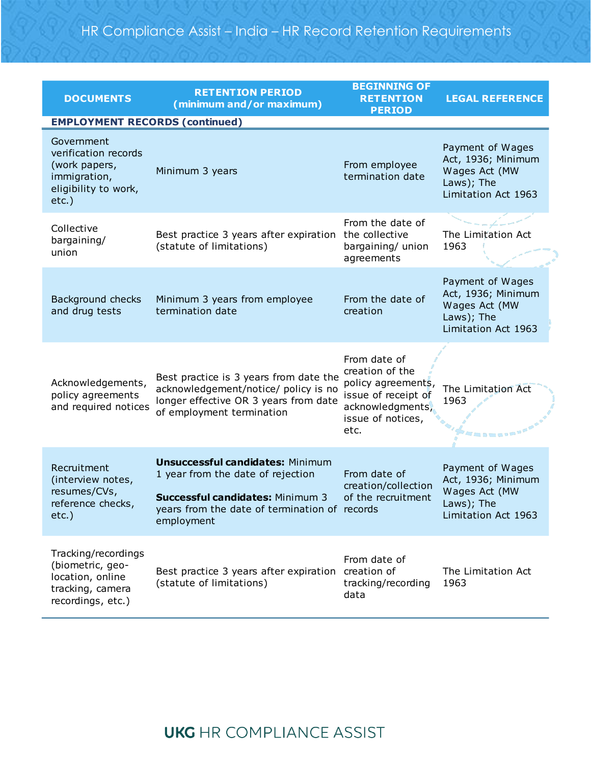# HR Compliance Assist – India – HR Record Retention Requirements

| DOCUMENTS | RETENTION PERIOD (minimum and/or maximum) | BEGINNING OF RETENTION PERIOD | LEGAL REFERENCE |
|---|---|---|---|
| **EMPLOYMENT RECORDS (continued)** | | | |
| Government verification records (work papers, immigration, eligibility to work, etc.) | Minimum 3 years | From employee termination date | Payment of Wages Act, 1936; Minimum Wages Act (MW Laws); The Limitation Act 1963 |
| Collective bargaining/ union | Best practice 3 years after expiration (statute of limitations) | From the date of the collective bargaining/ union agreements | The Limitation Act 1963 |
| Background checks and drug tests | Minimum 3 years from employee termination date | From the date of creation | Payment of Wages Act, 1936; Minimum Wages Act (MW Laws); The Limitation Act 1963 |
| Acknowledgements, policy agreements and required notices | Best practice is 3 years from date the acknowledgement/notice/ policy is no longer effective OR 3 years from date of employment termination | From date of creation of the policy agreements, issue of receipt of acknowledgments, issue of notices, etc. | The Limitation Act 1963 |
| Recruitment (interview notes, resumes/CVs, reference checks, etc.) | **Unsuccessful candidates:** Minimum 1 year from the date of rejection<br><br>**Successful candidates:** Minimum 3 years from the date of termination of employment | From date of creation/collection of the recruitment records | Payment of Wages Act, 1936; Minimum Wages Act (MW Laws); The Limitation Act 1963 |
| Tracking/recordings (biometric, geo-location, online tracking, camera recordings, etc.) | Best practice 3 years after expiration (statute of limitations) | From date of creation of tracking/recording data | The Limitation Act 1963 |

UKG HR COMPLIANCE ASSIST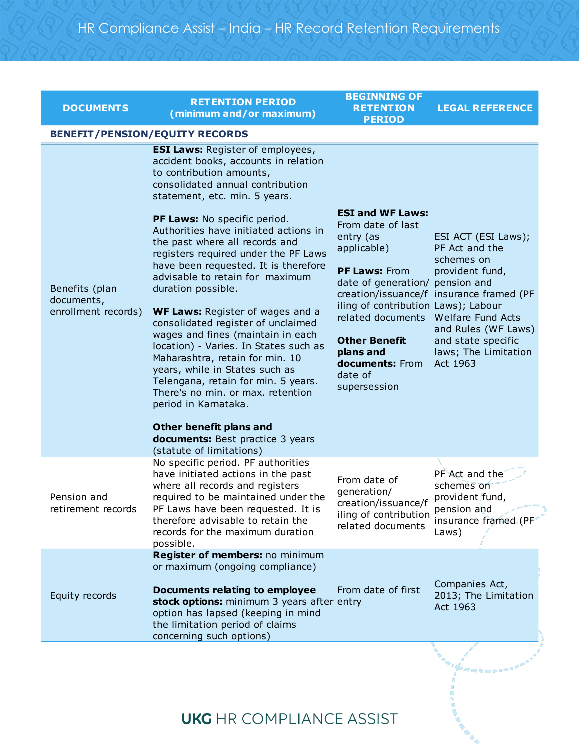| DOCUMENTS | RETENTION PERIOD (minimum and/or maximum) | BEGINNING OF RETENTION PERIOD | LEGAL REFERENCE |
|---|---|---|---|
| **BENEFIT/PENSION/EQUITY RECORDS** | | | |
| Benefits (plan documents, enrollment records) | **ESI Laws:** Register of employees, accident books, accounts in relation to contribution amounts, consolidated annual contribution statement, etc. min. 5 years.<br><br>**PF Laws:** No specific period. Authorities have initiated actions in the past where all records and registers required under the PF Laws have been requested. It is therefore advisable to retain for maximum duration possible.<br><br>**WF Laws:** Register of wages and a consolidated register of unclaimed wages and fines (maintain in each location) - Varies. In States such as Maharashtra, retain for min. 10 years, while in States such as Telengana, retain for min. 5 years. There's no min. or max. retention period in Karnataka.<br><br>**Other benefit plans and documents:** Best practice 3 years (statute of limitations) | **ESI and WF Laws:** From date of last entry (as applicable)<br><br>**PF Laws:** From date of generation/creation/issuance/filing of contribution related documents<br><br>**Other Benefit plans and documents:** From date of supersession | ESI ACT (ESI Laws); PF Act and the schemes on provident fund, pension and insurance framed (PF Laws); Labour Welfare Fund Acts and Rules (WF Laws) and state specific laws; The Limitation Act 1963 |
| Pension and retirement records | No specific period. PF authorities have initiated actions in the past where all records and registers required to be maintained under the PF Laws have been requested. It is therefore advisable to retain the records for the maximum duration possible. | From date of generation/creation/issuance/filing of contribution related documents | PF Act and the schemes on provident fund, pension and insurance framed (PF Laws) |
| Equity records | **Register of members:** no minimum or maximum (ongoing compliance)<br><br>**Documents relating to employee stock options:** minimum 3 years after option has lapsed (keeping in mind the limitation period of claims concerning such options) | From date of first entry | Companies Act, 2013; The Limitation Act 1963 |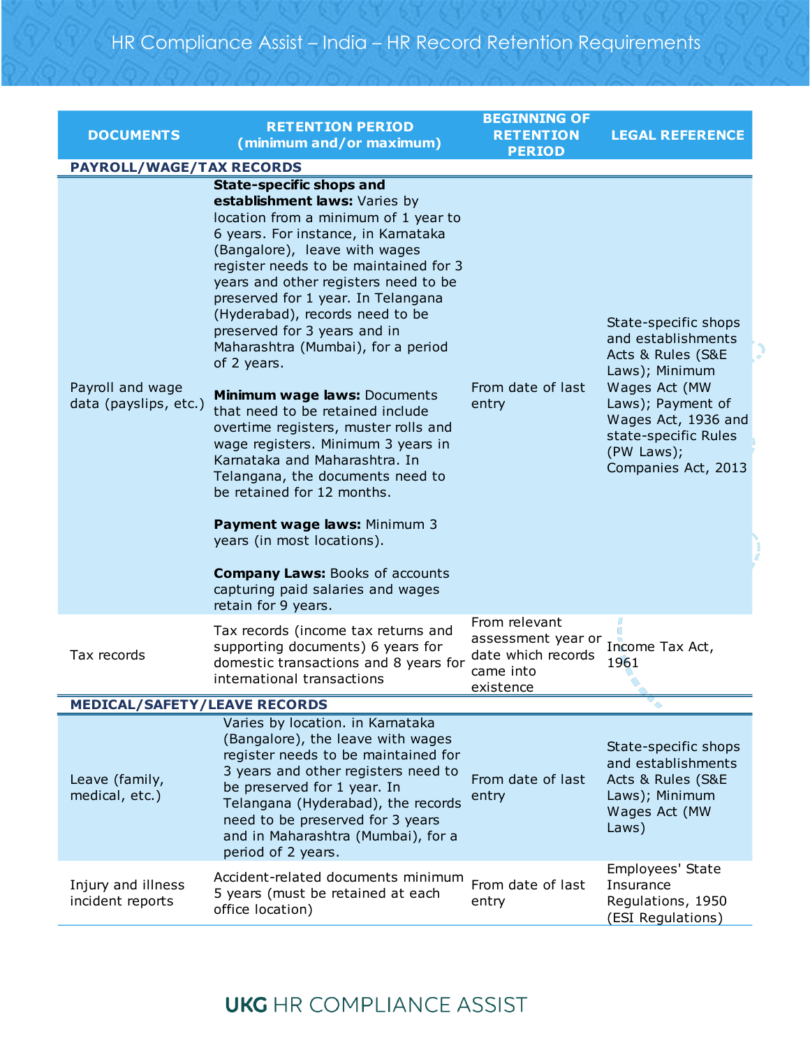| DOCUMENTS | RETENTION PERIOD (minimum and/or maximum) | BEGINNING OF RETENTION PERIOD | LEGAL REFERENCE |
|---|---|---|---|
| **PAYROLL/WAGE/TAX RECORDS** | | | |
| Payroll and wage data (payslips, etc.) | **State-specific shops and establishment laws:** Varies by location from a minimum of 1 year to 6 years. For instance, in Karnataka (Bangalore), leave with wages register needs to be maintained for 3 years and other registers need to be preserved for 1 year. In Telangana (Hyderabad), records need to be preserved for 3 years and in Maharashtra (Mumbai), for a period of 2 years.<br><br>**Minimum wage laws:** Documents that need to be retained include overtime registers, muster rolls and wage registers. Minimum 3 years in Karnataka and Maharashtra. In Telangana, the documents need to be retained for 12 months.<br><br>**Payment wage laws:** Minimum 3 years (in most locations).<br><br>**Company Laws:** Books of accounts capturing paid salaries and wages retain for 9 years. | From date of last entry | State-specific shops and establishments Acts & Rules (S&E Laws); Minimum Wages Act (MW Laws); Payment of Wages Act, 1936 and state-specific Rules (PW Laws); Companies Act, 2013 |
| Tax records | Tax records (income tax returns and supporting documents) 6 years for domestic transactions and 8 years for international transactions | From relevant assessment year or date which records came into existence | Income Tax Act, 1961 |
| **MEDICAL/SAFETY/LEAVE RECORDS** | | | |
| Leave (family, medical, etc.) | Varies by location. in Karnataka (Bangalore), the leave with wages register needs to be maintained for 3 years and other registers need to be preserved for 1 year. In Telangana (Hyderabad), the records need to be preserved for 3 years and in Maharashtra (Mumbai), for a period of 2 years. | From date of last entry | State-specific shops and establishments Acts & Rules (S&E Laws); Minimum Wages Act (MW Laws) |
| Injury and illness incident reports | Accident-related documents minimum 5 years (must be retained at each office location) | From date of last entry | Employees' State Insurance Regulations, 1950 (ESI Regulations) |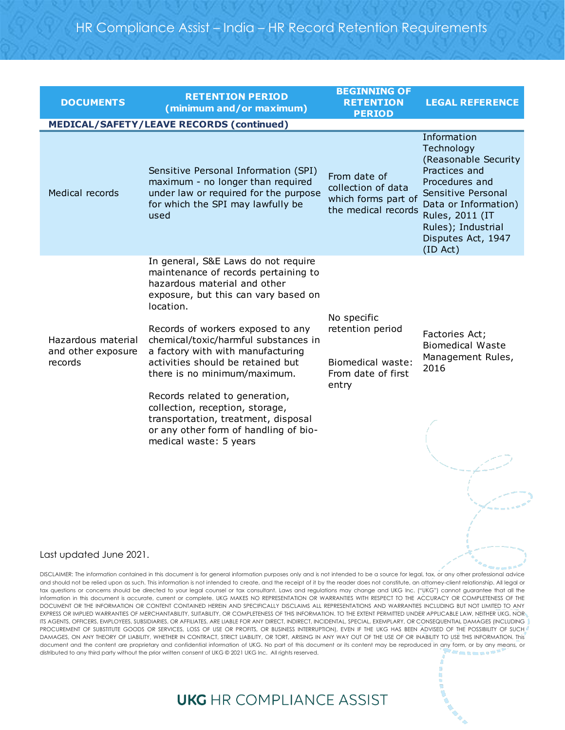| DOCUMENTS | RETENTION PERIOD (minimum and/or maximum) | BEGINNING OF RETENTION PERIOD | LEGAL REFERENCE |
|---|---|---|---|
| **MEDICAL/SAFETY/LEAVE RECORDS (continued)** | | | |
| Medical records | Sensitive Personal Information (SPI) maximum - no longer than required under law or required for the purpose for which the SPI may lawfully be used | From date of collection of data which forms part of the medical records | Information Technology (Reasonable Security Practices and Procedures and Sensitive Personal Data or Information) Rules, 2011 (IT Rules); Industrial Disputes Act, 1947 (ID Act) |
| Hazardous material and other exposure records | In general, S&E Laws do not require maintenance of records pertaining to hazardous material and other exposure, but this can vary based on location.<br><br>Records of workers exposed to any chemical/toxic/harmful substances in a factory with with manufacturing activities should be retained but there is no minimum/maximum.<br><br>Records related to generation, collection, reception, storage, transportation, treatment, disposal or any other form of handling of bio-medical waste: 5 years | No specific retention period<br><br>Biomedical waste: From date of first entry | Factories Act; Biomedical Waste Management Rules, 2016 |

Last updated June 2021.

DISCLAIMER: The information contained in this document is for general information purposes only and is not intended to be a source for legal, tax, or any other professional advice and should not be relied upon as such. This information is not intended to create, and the receipt of it by the reader does not constitute, an attorney-client relationship. All legal or tax questions or concerns should be directed to your legal counsel or tax consultant. Laws and regulations may change and UKG Inc. ("UKG") cannot guarantee that all the information in this document is accurate, current or complete. UKG MAKES NO REPRESENTATION OR WARRANTIES WITH RESPECT TO THE ACCURACY OR COMPLETENESS OF THE DOCUMENT OR THE INFORMATION OR CONTENT CONTAINED HEREIN AND SPECIFICALLY DISCLAIMS ALL REPRESENTATIONS AND WARRANTIES INCLUDING BUT NOT LIMITED TO ANY EXPRESS OR IMPLIED WARRANTIES OF MERCHANTABILITY, SUITABILITY, OR COMPLETENESS OF THIS INFORMATION. TO THE EXTENT PERMITTED UNDER APPLICABLE LAW, NEITHER UKG, NOR ITS AGENTS, OFFICERS, EMPLOYEES, SUBSIDIARIES, OR AFFILIATES, ARE LIABLE FOR ANY DIRECT, INDIRECT, INCIDENTAL, SPECIAL, EXEMPLARY, OR CONSEQUENTIAL DAMAGES (INCLUDING PROCUREMENT OF SUBSTITUTE GOODS OR SERVICES, LOSS OF USE OR PROFITS, OR BUSINESS INTERRUPTION), EVEN IF THE UKG HAS BEEN ADVISED OF THE POSSIBILITY OF SUCH DAMAGES, ON ANY THEORY OF LIABILITY, WHETHER IN CONTRACT, STRICT LIABILITY, OR TORT, ARISING IN ANY WAY OUT OF THE USE OF OR INABILITY TO USE THIS INFORMATION. This document and the content are proprietary and confidential information of UKG. No part of this document or its content may be reproduced in any form, or by any means, or distributed to any third party without the prior written consent of UKG © 2021 UKG Inc. All rights reserved.